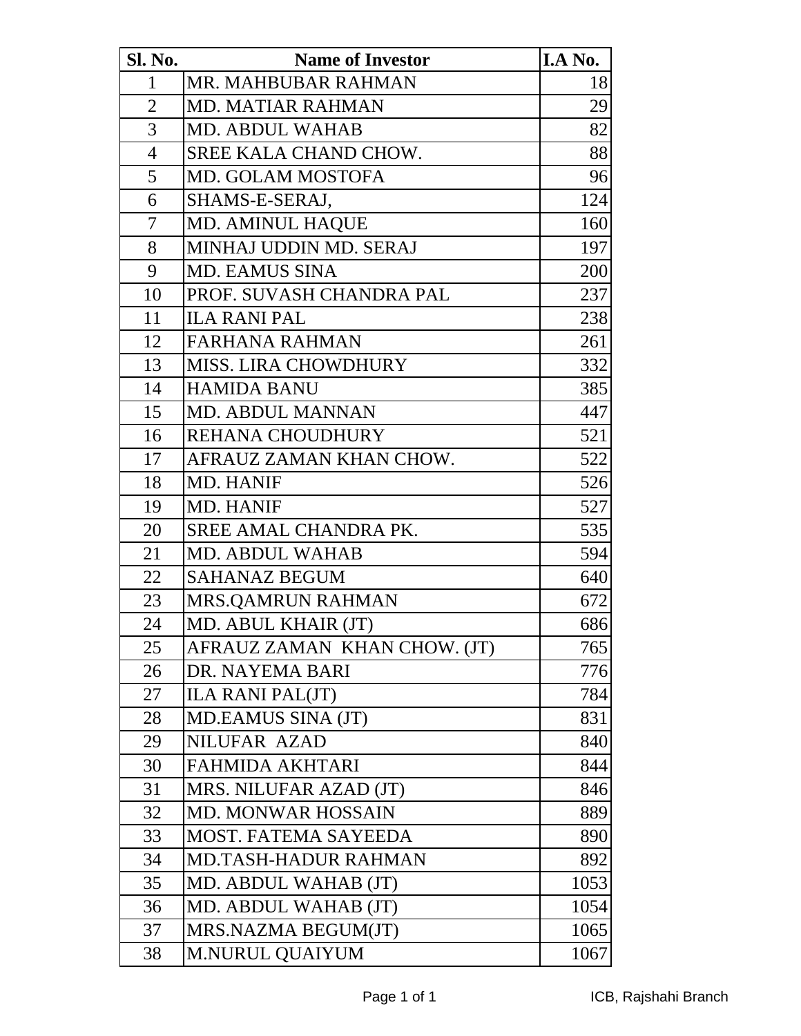| Sl. No. | Name of Investor | I.A No. |
| --- | --- | --- |
| 1 | MR. MAHBUBAR RAHMAN | 18 |
| 2 | MD. MATIAR RAHMAN | 29 |
| 3 | MD. ABDUL WAHAB | 82 |
| 4 | SREE KALA CHAND CHOW. | 88 |
| 5 | MD. GOLAM MOSTOFA | 96 |
| 6 | SHAMS-E-SERAJ, | 124 |
| 7 | MD. AMINUL HAQUE | 160 |
| 8 | MINHAJ UDDIN MD. SERAJ | 197 |
| 9 | MD. EAMUS SINA | 200 |
| 10 | PROF. SUVASH CHANDRA PAL | 237 |
| 11 | ILA RANI PAL | 238 |
| 12 | FARHANA RAHMAN | 261 |
| 13 | MISS. LIRA CHOWDHURY | 332 |
| 14 | HAMIDA BANU | 385 |
| 15 | MD. ABDUL MANNAN | 447 |
| 16 | REHANA CHOUDHURY | 521 |
| 17 | AFRAUZ ZAMAN KHAN CHOW. | 522 |
| 18 | MD. HANIF | 526 |
| 19 | MD. HANIF | 527 |
| 20 | SREE AMAL CHANDRA PK. | 535 |
| 21 | MD. ABDUL WAHAB | 594 |
| 22 | SAHANAZ BEGUM | 640 |
| 23 | MRS.QAMRUN RAHMAN | 672 |
| 24 | MD. ABUL KHAIR (JT) | 686 |
| 25 | AFRAUZ ZAMAN KHAN CHOW. (JT) | 765 |
| 26 | DR. NAYEMA BARI | 776 |
| 27 | ILA RANI PAL(JT) | 784 |
| 28 | MD.EAMUS SINA (JT) | 831 |
| 29 | NILUFAR AZAD | 840 |
| 30 | FAHMIDA AKHTARI | 844 |
| 31 | MRS. NILUFAR AZAD (JT) | 846 |
| 32 | MD. MONWAR HOSSAIN | 889 |
| 33 | MOST. FATEMA SAYEEDA | 890 |
| 34 | MD.TASH-HADUR RAHMAN | 892 |
| 35 | MD. ABDUL WAHAB (JT) | 1053 |
| 36 | MD. ABDUL WAHAB (JT) | 1054 |
| 37 | MRS.NAZMA BEGUM(JT) | 1065 |
| 38 | M.NURUL QUAIYUM | 1067 |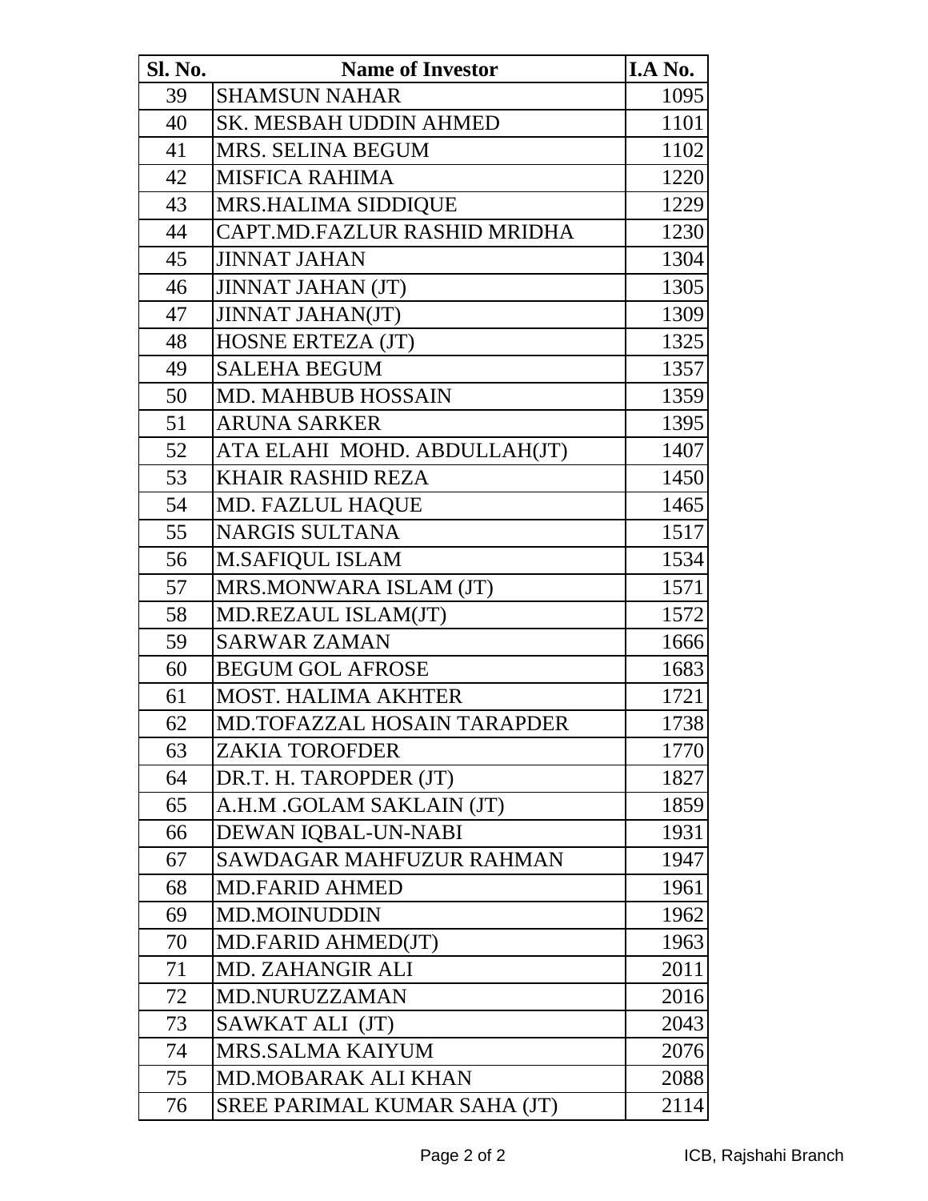| Sl. No. | Name of Investor | I.A No. |
|---|---|---|
| 39 | SHAMSUN NAHAR | 1095 |
| 40 | SK. MESBAH UDDIN AHMED | 1101 |
| 41 | MRS. SELINA BEGUM | 1102 |
| 42 | MISFICA RAHIMA | 1220 |
| 43 | MRS.HALIMA SIDDIQUE | 1229 |
| 44 | CAPT.MD.FAZLUR RASHID MRIDHA | 1230 |
| 45 | JINNAT JAHAN | 1304 |
| 46 | JINNAT JAHAN (JT) | 1305 |
| 47 | JINNAT JAHAN(JT) | 1309 |
| 48 | HOSNE ERTEZA (JT) | 1325 |
| 49 | SALEHA BEGUM | 1357 |
| 50 | MD. MAHBUB HOSSAIN | 1359 |
| 51 | ARUNA SARKER | 1395 |
| 52 | ATA ELAHI MOHD. ABDULLAH(JT) | 1407 |
| 53 | KHAIR RASHID REZA | 1450 |
| 54 | MD. FAZLUL HAQUE | 1465 |
| 55 | NARGIS SULTANA | 1517 |
| 56 | M.SAFIQUL ISLAM | 1534 |
| 57 | MRS.MONWARA ISLAM (JT) | 1571 |
| 58 | MD.REZAUL ISLAM(JT) | 1572 |
| 59 | SARWAR ZAMAN | 1666 |
| 60 | BEGUM GOL AFROSE | 1683 |
| 61 | MOST. HALIMA AKHTER | 1721 |
| 62 | MD.TOFAZZAL HOSAIN TARAPDER | 1738 |
| 63 | ZAKIA TOROFDER | 1770 |
| 64 | DR.T. H. TAROPDER (JT) | 1827 |
| 65 | A.H.M .GOLAM SAKLAIN (JT) | 1859 |
| 66 | DEWAN IQBAL-UN-NABI | 1931 |
| 67 | SAWDAGAR MAHFUZUR RAHMAN | 1947 |
| 68 | MD.FARID AHMED | 1961 |
| 69 | MD.MOINUDDIN | 1962 |
| 70 | MD.FARID AHMED(JT) | 1963 |
| 71 | MD. ZAHANGIR ALI | 2011 |
| 72 | MD.NURUZZAMAN | 2016 |
| 73 | SAWKAT ALI (JT) | 2043 |
| 74 | MRS.SALMA KAIYUM | 2076 |
| 75 | MD.MOBARAK ALI KHAN | 2088 |
| 76 | SREE PARIMAL KUMAR SAHA (JT) | 2114 |

ICB, Rajshahi Branch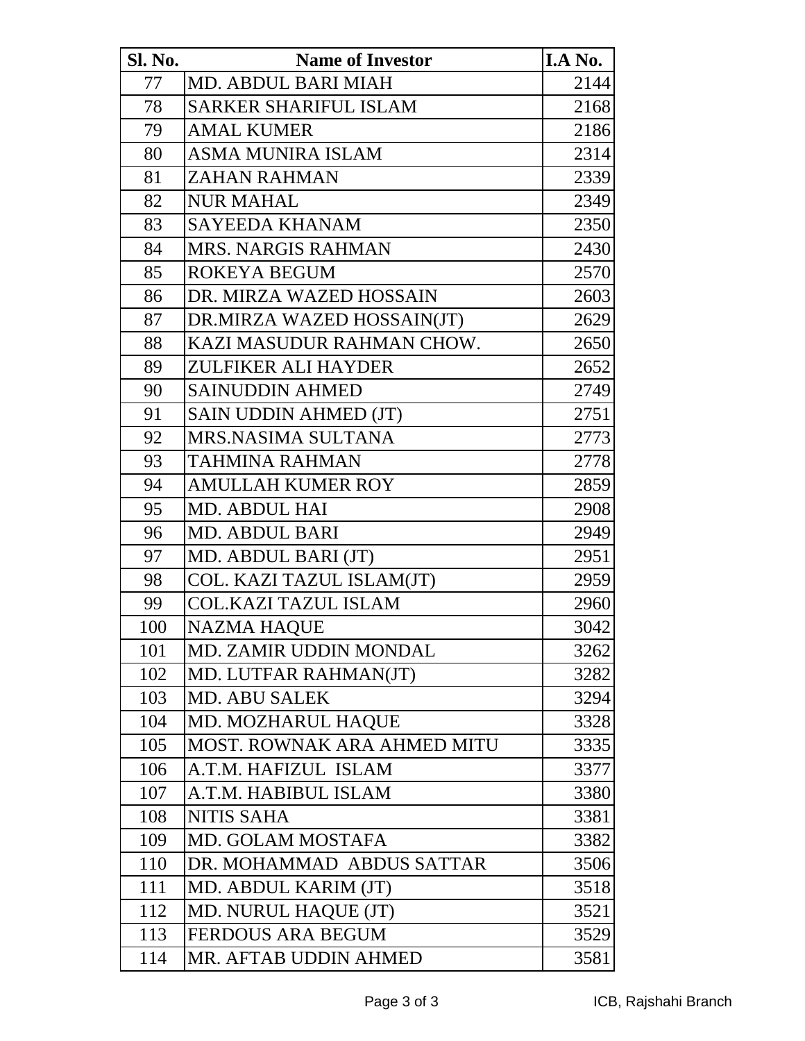| Sl. No. | Name of Investor | I.A No. |
|---|---|---|
| 77 | MD. ABDUL BARI MIAH | 2144 |
| 78 | SARKER SHARIFUL ISLAM | 2168 |
| 79 | AMAL KUMER | 2186 |
| 80 | ASMA MUNIRA ISLAM | 2314 |
| 81 | ZAHAN RAHMAN | 2339 |
| 82 | NUR MAHAL | 2349 |
| 83 | SAYEEDA KHANAM | 2350 |
| 84 | MRS. NARGIS RAHMAN | 2430 |
| 85 | ROKEYA BEGUM | 2570 |
| 86 | DR. MIRZA WAZED HOSSAIN | 2603 |
| 87 | DR.MIRZA WAZED HOSSAIN(JT) | 2629 |
| 88 | KAZI MASUDUR RAHMAN CHOW. | 2650 |
| 89 | ZULFIKER ALI HAYDER | 2652 |
| 90 | SAINUDDIN AHMED | 2749 |
| 91 | SAIN UDDIN AHMED (JT) | 2751 |
| 92 | MRS.NASIMA SULTANA | 2773 |
| 93 | TAHMINA RAHMAN | 2778 |
| 94 | AMULLAH KUMER ROY | 2859 |
| 95 | MD. ABDUL HAI | 2908 |
| 96 | MD. ABDUL BARI | 2949 |
| 97 | MD. ABDUL BARI (JT) | 2951 |
| 98 | COL. KAZI TAZUL ISLAM(JT) | 2959 |
| 99 | COL.KAZI TAZUL ISLAM | 2960 |
| 100 | NAZMA HAQUE | 3042 |
| 101 | MD. ZAMIR UDDIN MONDAL | 3262 |
| 102 | MD. LUTFAR RAHMAN(JT) | 3282 |
| 103 | MD. ABU SALEK | 3294 |
| 104 | MD. MOZHARUL HAQUE | 3328 |
| 105 | MOST. ROWNAK ARA AHMED MITU | 3335 |
| 106 | A.T.M. HAFIZUL ISLAM | 3377 |
| 107 | A.T.M. HABIBUL ISLAM | 3380 |
| 108 | NITIS SAHA | 3381 |
| 109 | MD. GOLAM MOSTAFA | 3382 |
| 110 | DR. MOHAMMAD ABDUS SATTAR | 3506 |
| 111 | MD. ABDUL KARIM (JT) | 3518 |
| 112 | MD. NURUL HAQUE (JT) | 3521 |
| 113 | FERDOUS ARA BEGUM | 3529 |
| 114 | MR. AFTAB UDDIN AHMED | 3581 |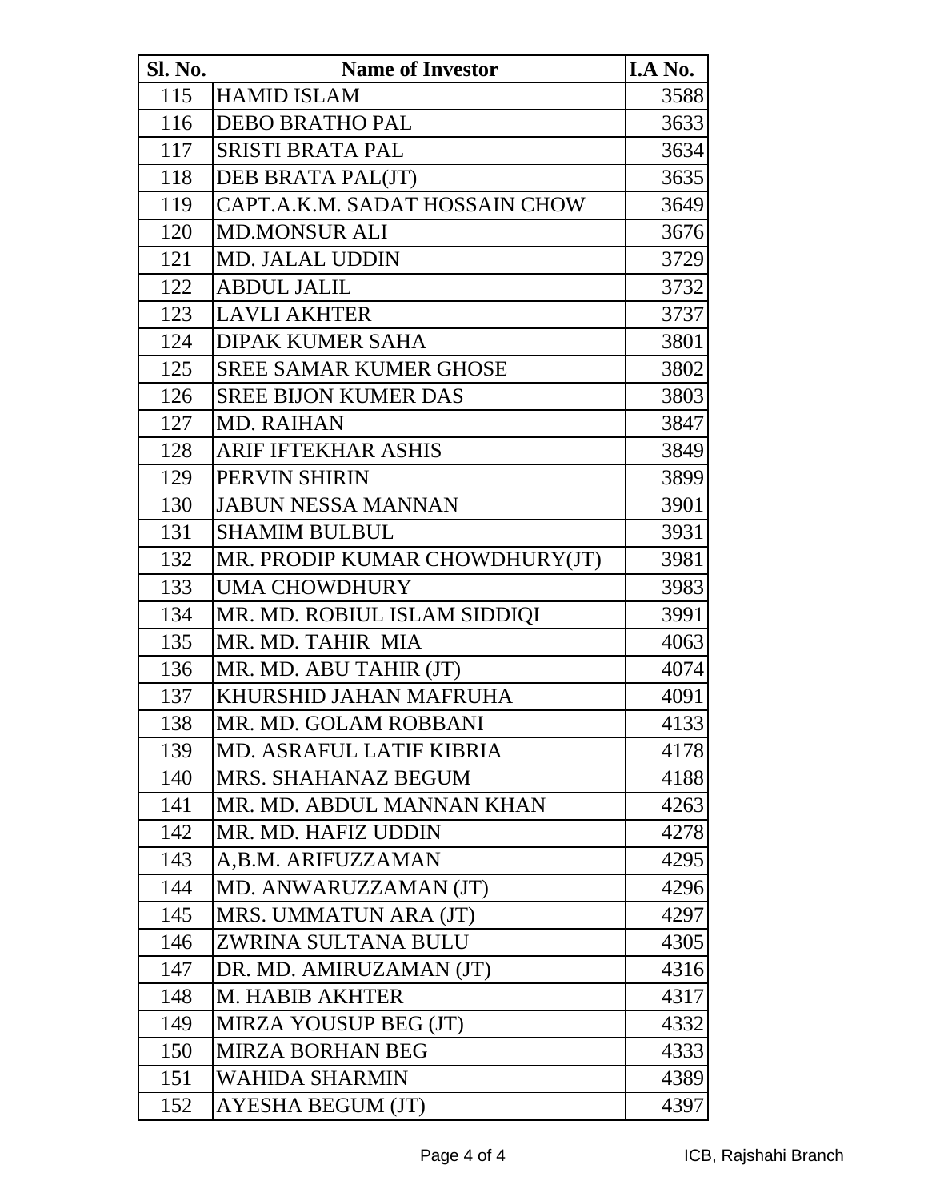| Sl. No. | Name of Investor | I.A No. |
|---|---|---|
| 115 | HAMID ISLAM | 3588 |
| 116 | DEBO BRATHO PAL | 3633 |
| 117 | SRISTI BRATA PAL | 3634 |
| 118 | DEB BRATA PAL(JT) | 3635 |
| 119 | CAPT.A.K.M. SADAT HOSSAIN CHOW | 3649 |
| 120 | MD.MONSUR ALI | 3676 |
| 121 | MD. JALAL UDDIN | 3729 |
| 122 | ABDUL JALIL | 3732 |
| 123 | LAVLI AKHTER | 3737 |
| 124 | DIPAK KUMER SAHA | 3801 |
| 125 | SREE SAMAR KUMER GHOSE | 3802 |
| 126 | SREE BIJON KUMER DAS | 3803 |
| 127 | MD. RAIHAN | 3847 |
| 128 | ARIF IFTEKHAR ASHIS | 3849 |
| 129 | PERVIN SHIRIN | 3899 |
| 130 | JABUN NESSA MANNAN | 3901 |
| 131 | SHAMIM BULBUL | 3931 |
| 132 | MR. PRODIP KUMAR CHOWDHURY(JT) | 3981 |
| 133 | UMA CHOWDHURY | 3983 |
| 134 | MR. MD. ROBIUL ISLAM SIDDIQI | 3991 |
| 135 | MR. MD. TAHIR MIA | 4063 |
| 136 | MR. MD. ABU TAHIR (JT) | 4074 |
| 137 | KHURSHID JAHAN MAFRUHA | 4091 |
| 138 | MR. MD. GOLAM ROBBANI | 4133 |
| 139 | MD. ASRAFUL LATIF KIBRIA | 4178 |
| 140 | MRS. SHAHANAZ BEGUM | 4188 |
| 141 | MR. MD. ABDUL MANNAN KHAN | 4263 |
| 142 | MR. MD. HAFIZ UDDIN | 4278 |
| 143 | A,B.M. ARIFUZZAMAN | 4295 |
| 144 | MD. ANWARUZZAMAN (JT) | 4296 |
| 145 | MRS. UMMATUN ARA (JT) | 4297 |
| 146 | ZWRINA SULTANA BULU | 4305 |
| 147 | DR. MD. AMIRUZAMAN (JT) | 4316 |
| 148 | M. HABIB AKHTER | 4317 |
| 149 | MIRZA YOUSUP BEG (JT) | 4332 |
| 150 | MIRZA BORHAN BEG | 4333 |
| 151 | WAHIDA SHARMIN | 4389 |
| 152 | AYESHA BEGUM (JT) | 4397 |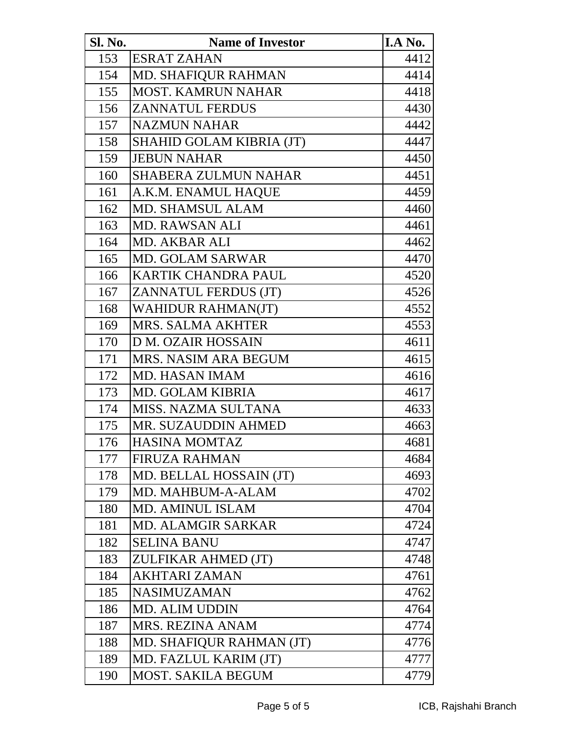| Sl. No. | Name of Investor | I.A No. |
|---|---|---|
| 153 | ESRAT ZAHAN | 4412 |
| 154 | MD. SHAFIQUR RAHMAN | 4414 |
| 155 | MOST. KAMRUN NAHAR | 4418 |
| 156 | ZANNATUL FERDUS | 4430 |
| 157 | NAZMUN NAHAR | 4442 |
| 158 | SHAHID GOLAM KIBRIA (JT) | 4447 |
| 159 | JEBUN NAHAR | 4450 |
| 160 | SHABERA ZULMUN NAHAR | 4451 |
| 161 | A.K.M. ENAMUL HAQUE | 4459 |
| 162 | MD. SHAMSUL ALAM | 4460 |
| 163 | MD. RAWSAN ALI | 4461 |
| 164 | MD. AKBAR ALI | 4462 |
| 165 | MD. GOLAM SARWAR | 4470 |
| 166 | KARTIK CHANDRA PAUL | 4520 |
| 167 | ZANNATUL FERDUS (JT) | 4526 |
| 168 | WAHIDUR RAHMAN(JT) | 4552 |
| 169 | MRS. SALMA AKHTER | 4553 |
| 170 | D M. OZAIR HOSSAIN | 4611 |
| 171 | MRS. NASIM ARA BEGUM | 4615 |
| 172 | MD. HASAN IMAM | 4616 |
| 173 | MD. GOLAM KIBRIA | 4617 |
| 174 | MISS. NAZMA SULTANA | 4633 |
| 175 | MR. SUZAUDDIN AHMED | 4663 |
| 176 | HASINA MOMTAZ | 4681 |
| 177 | FIRUZA RAHMAN | 4684 |
| 178 | MD. BELLAL HOSSAIN (JT) | 4693 |
| 179 | MD. MAHBUM-A-ALAM | 4702 |
| 180 | MD. AMINUL ISLAM | 4704 |
| 181 | MD. ALAMGIR SARKAR | 4724 |
| 182 | SELINA BANU | 4747 |
| 183 | ZULFIKAR AHMED (JT) | 4748 |
| 184 | AKHTARI ZAMAN | 4761 |
| 185 | NASIMUZAMAN | 4762 |
| 186 | MD. ALIM UDDIN | 4764 |
| 187 | MRS. REZINA ANAM | 4774 |
| 188 | MD. SHAFIQUR RAHMAN (JT) | 4776 |
| 189 | MD. FAZLUL KARIM (JT) | 4777 |
| 190 | MOST. SAKILA BEGUM | 4779 |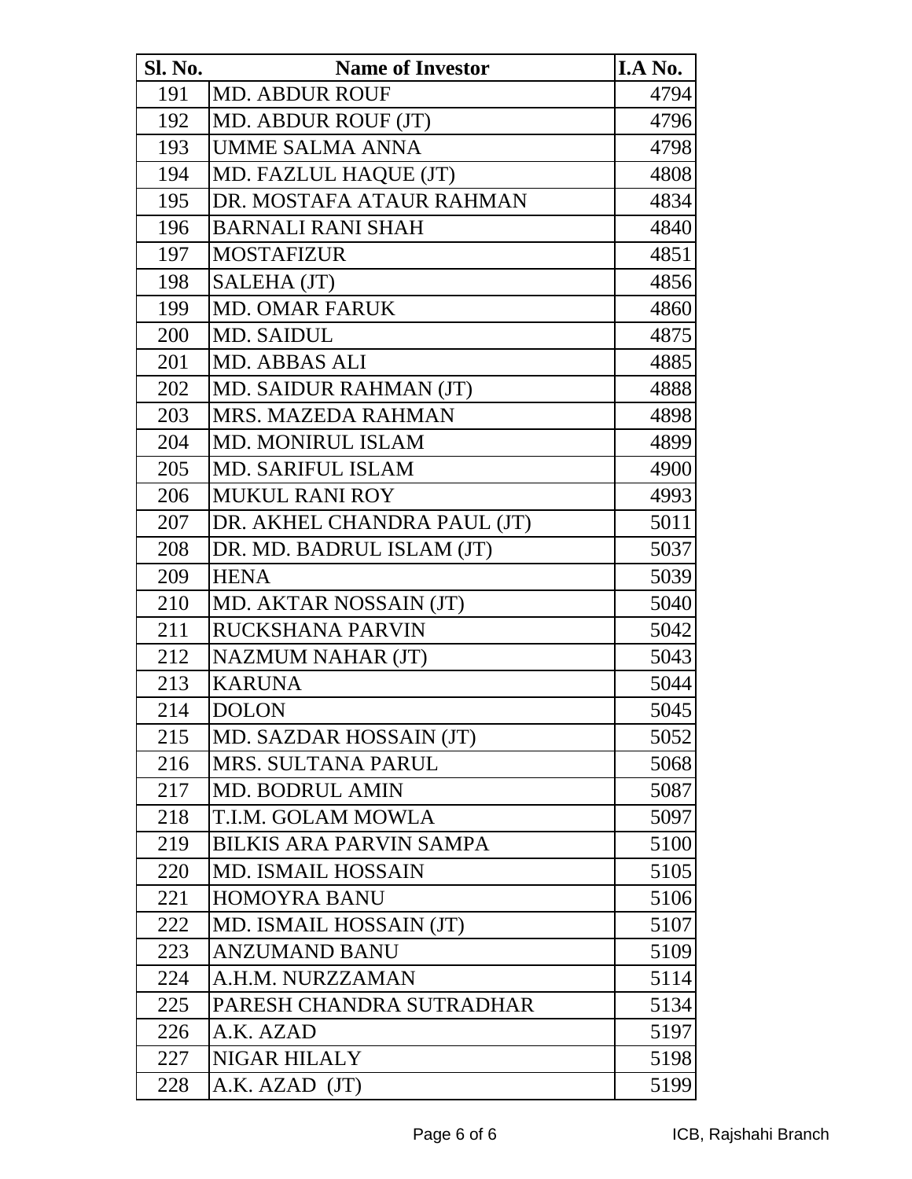| Sl. No. | Name of Investor | I.A No. |
|---|---|---|
| 191 | MD. ABDUR ROUF | 4794 |
| 192 | MD. ABDUR ROUF (JT) | 4796 |
| 193 | UMME SALMA ANNA | 4798 |
| 194 | MD. FAZLUL HAQUE (JT) | 4808 |
| 195 | DR. MOSTAFA ATAUR RAHMAN | 4834 |
| 196 | BARNALI RANI SHAH | 4840 |
| 197 | MOSTAFIZUR | 4851 |
| 198 | SALEHA (JT) | 4856 |
| 199 | MD. OMAR FARUK | 4860 |
| 200 | MD. SAIDUL | 4875 |
| 201 | MD. ABBAS ALI | 4885 |
| 202 | MD. SAIDUR RAHMAN (JT) | 4888 |
| 203 | MRS. MAZEDA RAHMAN | 4898 |
| 204 | MD. MONIRUL ISLAM | 4899 |
| 205 | MD. SARIFUL ISLAM | 4900 |
| 206 | MUKUL RANI ROY | 4993 |
| 207 | DR. AKHEL CHANDRA PAUL (JT) | 5011 |
| 208 | DR. MD. BADRUL ISLAM (JT) | 5037 |
| 209 | HENA | 5039 |
| 210 | MD. AKTAR NOSSAIN (JT) | 5040 |
| 211 | RUCKSHANA PARVIN | 5042 |
| 212 | NAZMUM NAHAR (JT) | 5043 |
| 213 | KARUNA | 5044 |
| 214 | DOLON | 5045 |
| 215 | MD. SAZDAR HOSSAIN (JT) | 5052 |
| 216 | MRS. SULTANA PARUL | 5068 |
| 217 | MD. BODRUL AMIN | 5087 |
| 218 | T.I.M. GOLAM MOWLA | 5097 |
| 219 | BILKIS ARA PARVIN SAMPA | 5100 |
| 220 | MD. ISMAIL HOSSAIN | 5105 |
| 221 | HOMOYRA BANU | 5106 |
| 222 | MD. ISMAIL HOSSAIN (JT) | 5107 |
| 223 | ANZUMAND BANU | 5109 |
| 224 | A.H.M. NURZZAMAN | 5114 |
| 225 | PARESH CHANDRA SUTRADHAR | 5134 |
| 226 | A.K. AZAD | 5197 |
| 227 | NIGAR HILALY | 5198 |
| 228 | A.K. AZAD (JT) | 5199 |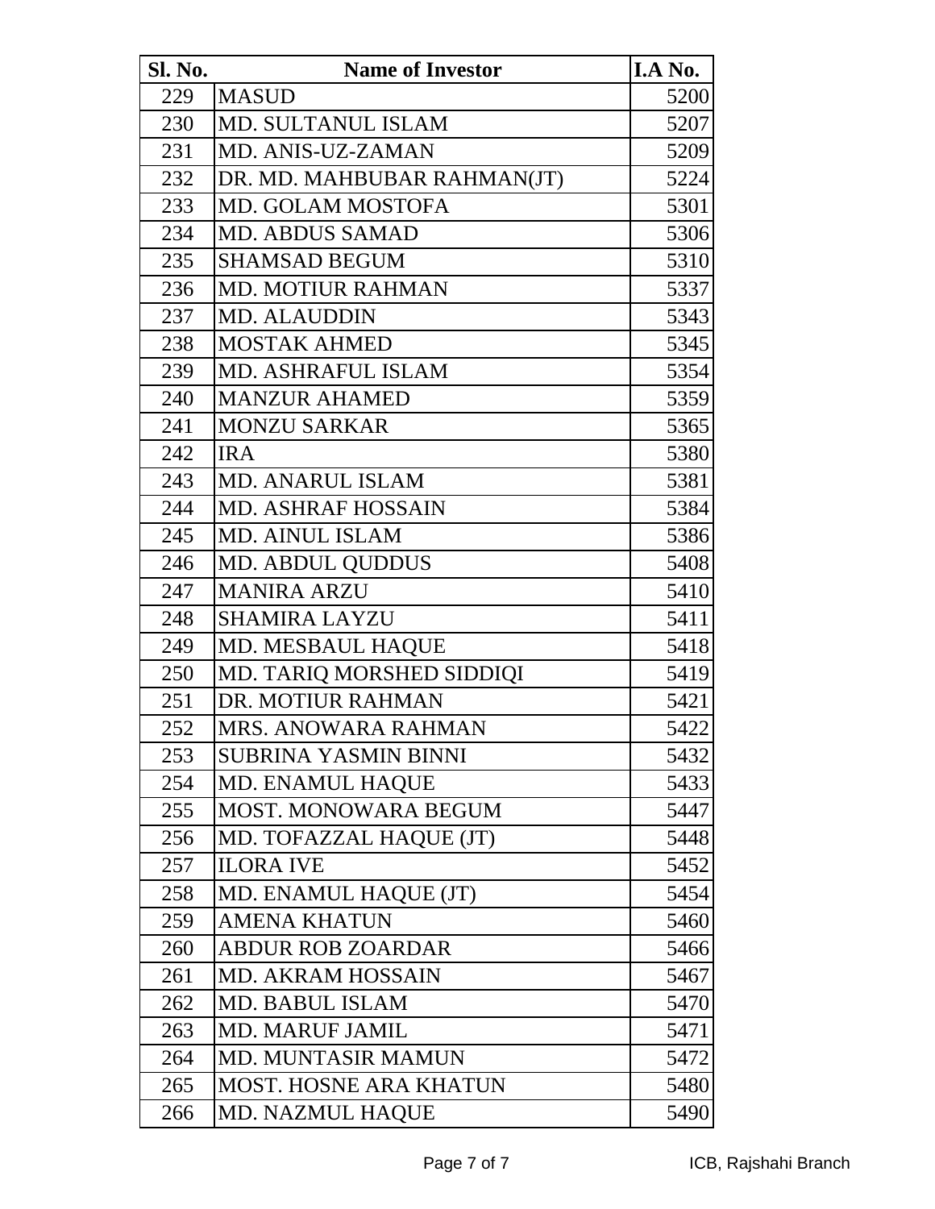| Sl. No. | Name of Investor | I.A No. |
|---|---|---|
| 229 | MASUD | 5200 |
| 230 | MD. SULTANUL ISLAM | 5207 |
| 231 | MD. ANIS-UZ-ZAMAN | 5209 |
| 232 | DR. MD. MAHBUBAR RAHMAN(JT) | 5224 |
| 233 | MD. GOLAM MOSTOFA | 5301 |
| 234 | MD. ABDUS SAMAD | 5306 |
| 235 | SHAMSAD BEGUM | 5310 |
| 236 | MD. MOTIUR RAHMAN | 5337 |
| 237 | MD. ALAUDDIN | 5343 |
| 238 | MOSTAK AHMED | 5345 |
| 239 | MD. ASHRAFUL ISLAM | 5354 |
| 240 | MANZUR AHAMED | 5359 |
| 241 | MONZU SARKAR | 5365 |
| 242 | IRA | 5380 |
| 243 | MD. ANARUL ISLAM | 5381 |
| 244 | MD. ASHRAF HOSSAIN | 5384 |
| 245 | MD. AINUL ISLAM | 5386 |
| 246 | MD. ABDUL QUDDUS | 5408 |
| 247 | MANIRA ARZU | 5410 |
| 248 | SHAMIRA LAYZU | 5411 |
| 249 | MD. MESBAUL HAQUE | 5418 |
| 250 | MD. TARIQ MORSHED SIDDIQI | 5419 |
| 251 | DR. MOTIUR RAHMAN | 5421 |
| 252 | MRS. ANOWARA RAHMAN | 5422 |
| 253 | SUBRINA YASMIN BINNI | 5432 |
| 254 | MD. ENAMUL HAQUE | 5433 |
| 255 | MOST. MONOWARA BEGUM | 5447 |
| 256 | MD. TOFAZZAL HAQUE (JT) | 5448 |
| 257 | ILORA IVE | 5452 |
| 258 | MD. ENAMUL HAQUE (JT) | 5454 |
| 259 | AMENA KHATUN | 5460 |
| 260 | ABDUR ROB ZOARDAR | 5466 |
| 261 | MD. AKRAM HOSSAIN | 5467 |
| 262 | MD. BABUL ISLAM | 5470 |
| 263 | MD. MARUF JAMIL | 5471 |
| 264 | MD. MUNTASIR MAMUN | 5472 |
| 265 | MOST. HOSNE ARA KHATUN | 5480 |
| 266 | MD. NAZMUL HAQUE | 5490 |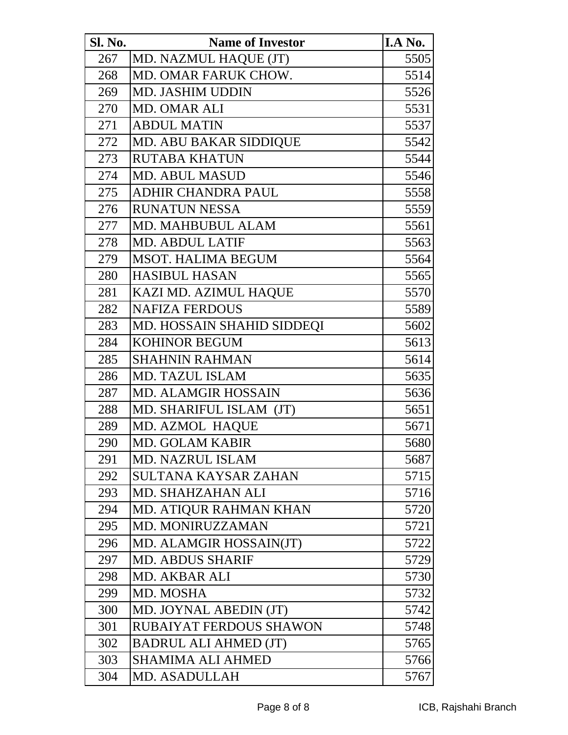| Sl. No. | Name of Investor | I.A No. |
|---|---|---|
| 267 | MD. NAZMUL HAQUE (JT) | 5505 |
| 268 | MD. OMAR FARUK CHOW. | 5514 |
| 269 | MD. JASHIM UDDIN | 5526 |
| 270 | MD. OMAR ALI | 5531 |
| 271 | ABDUL MATIN | 5537 |
| 272 | MD. ABU BAKAR SIDDIQUE | 5542 |
| 273 | RUTABA KHATUN | 5544 |
| 274 | MD. ABUL MASUD | 5546 |
| 275 | ADHIR CHANDRA PAUL | 5558 |
| 276 | RUNATUN NESSA | 5559 |
| 277 | MD. MAHBUBUL ALAM | 5561 |
| 278 | MD. ABDUL LATIF | 5563 |
| 279 | MSOT. HALIMA BEGUM | 5564 |
| 280 | HASIBUL HASAN | 5565 |
| 281 | KAZI MD. AZIMUL HAQUE | 5570 |
| 282 | NAFIZA FERDOUS | 5589 |
| 283 | MD. HOSSAIN SHAHID SIDDEQI | 5602 |
| 284 | KOHINOR BEGUM | 5613 |
| 285 | SHAHNIN RAHMAN | 5614 |
| 286 | MD. TAZUL ISLAM | 5635 |
| 287 | MD. ALAMGIR HOSSAIN | 5636 |
| 288 | MD. SHARIFUL ISLAM (JT) | 5651 |
| 289 | MD. AZMOL HAQUE | 5671 |
| 290 | MD. GOLAM KABIR | 5680 |
| 291 | MD. NAZRUL ISLAM | 5687 |
| 292 | SULTANA KAYSAR ZAHAN | 5715 |
| 293 | MD. SHAHZAHAN ALI | 5716 |
| 294 | MD. ATIQUR RAHMAN KHAN | 5720 |
| 295 | MD. MONIRUZZAMAN | 5721 |
| 296 | MD. ALAMGIR HOSSAIN(JT) | 5722 |
| 297 | MD. ABDUS SHARIF | 5729 |
| 298 | MD. AKBAR ALI | 5730 |
| 299 | MD. MOSHA | 5732 |
| 300 | MD. JOYNAL ABEDIN (JT) | 5742 |
| 301 | RUBAIYAT FERDOUS SHAWON | 5748 |
| 302 | BADRUL ALI AHMED (JT) | 5765 |
| 303 | SHAMIMA ALI AHMED | 5766 |
| 304 | MD. ASADULLAH | 5767 |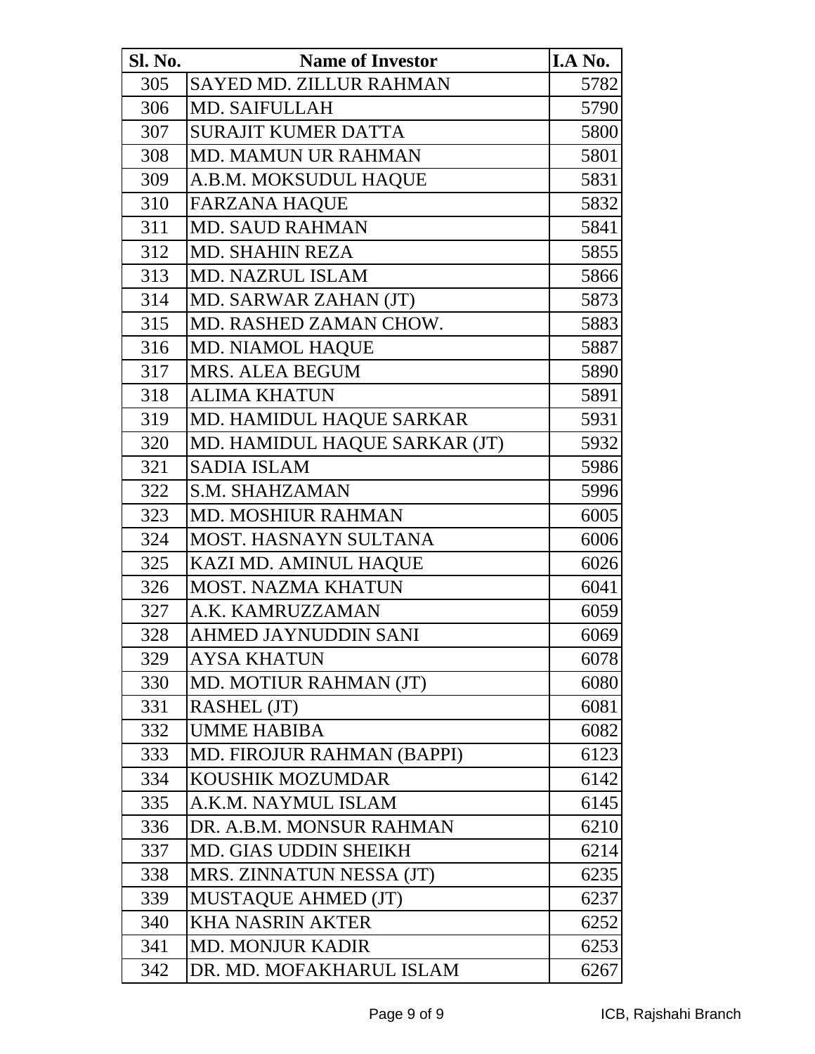| Sl. No. | Name of Investor | I.A No. |
|---|---|---|
| 305 | SAYED MD. ZILLUR RAHMAN | 5782 |
| 306 | MD. SAIFULLAH | 5790 |
| 307 | SURAJIT KUMER DATTA | 5800 |
| 308 | MD. MAMUN UR RAHMAN | 5801 |
| 309 | A.B.M. MOKSUDUL HAQUE | 5831 |
| 310 | FARZANA HAQUE | 5832 |
| 311 | MD. SAUD RAHMAN | 5841 |
| 312 | MD. SHAHIN REZA | 5855 |
| 313 | MD. NAZRUL ISLAM | 5866 |
| 314 | MD. SARWAR ZAHAN (JT) | 5873 |
| 315 | MD. RASHED ZAMAN CHOW. | 5883 |
| 316 | MD. NIAMOL HAQUE | 5887 |
| 317 | MRS. ALEA BEGUM | 5890 |
| 318 | ALIMA KHATUN | 5891 |
| 319 | MD. HAMIDUL HAQUE SARKAR | 5931 |
| 320 | MD. HAMIDUL HAQUE SARKAR (JT) | 5932 |
| 321 | SADIA ISLAM | 5986 |
| 322 | S.M. SHAHZAMAN | 5996 |
| 323 | MD. MOSHIUR RAHMAN | 6005 |
| 324 | MOST. HASNAYN SULTANA | 6006 |
| 325 | KAZI MD. AMINUL HAQUE | 6026 |
| 326 | MOST. NAZMA KHATUN | 6041 |
| 327 | A.K. KAMRUZZAMAN | 6059 |
| 328 | AHMED JAYNUDDIN SANI | 6069 |
| 329 | AYSA KHATUN | 6078 |
| 330 | MD. MOTIUR RAHMAN (JT) | 6080 |
| 331 | RASHEL (JT) | 6081 |
| 332 | UMME HABIBA | 6082 |
| 333 | MD. FIROJUR RAHMAN (BAPPI) | 6123 |
| 334 | KOUSHIK MOZUMDAR | 6142 |
| 335 | A.K.M. NAYMUL ISLAM | 6145 |
| 336 | DR. A.B.M. MONSUR RAHMAN | 6210 |
| 337 | MD. GIAS UDDIN SHEIKH | 6214 |
| 338 | MRS. ZINNATUN NESSA (JT) | 6235 |
| 339 | MUSTAQUE AHMED (JT) | 6237 |
| 340 | KHA NASRIN AKTER | 6252 |
| 341 | MD. MONJUR KADIR | 6253 |
| 342 | DR. MD. MOFAKHARUL ISLAM | 6267 |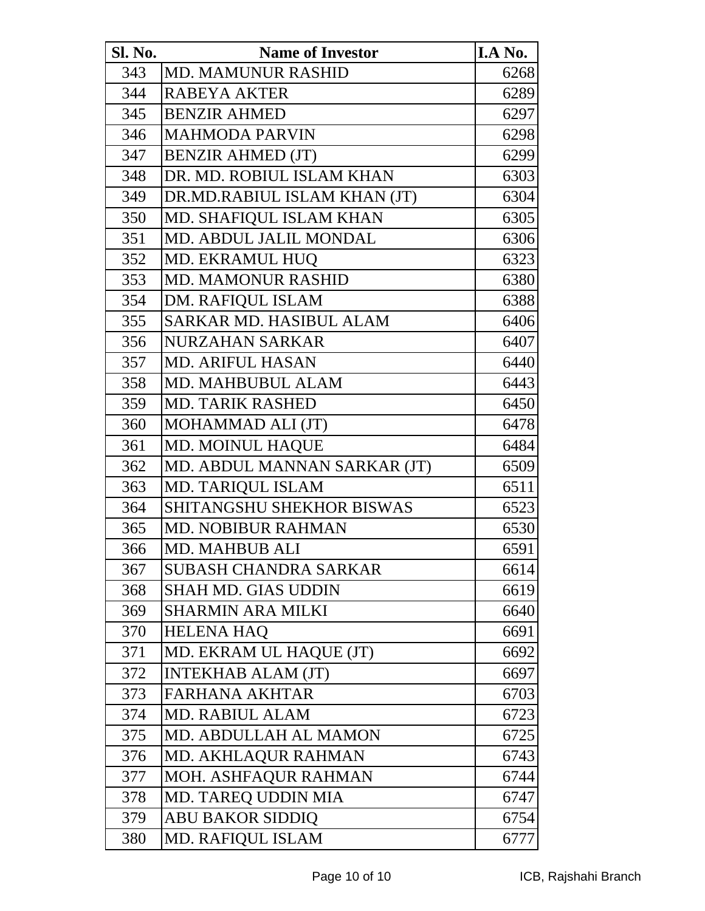| Sl. No. | Name of Investor | I.A No. |
|---|---|---|
| 343 | MD. MAMUNUR RASHID | 6268 |
| 344 | RABEYA AKTER | 6289 |
| 345 | BENZIR AHMED | 6297 |
| 346 | MAHMODA PARVIN | 6298 |
| 347 | BENZIR AHMED (JT) | 6299 |
| 348 | DR. MD. ROBIUL ISLAM KHAN | 6303 |
| 349 | DR.MD.RABIUL ISLAM KHAN (JT) | 6304 |
| 350 | MD. SHAFIQUL ISLAM KHAN | 6305 |
| 351 | MD. ABDUL JALIL MONDAL | 6306 |
| 352 | MD. EKRAMUL HUQ | 6323 |
| 353 | MD. MAMONUR RASHID | 6380 |
| 354 | DM. RAFIQUL ISLAM | 6388 |
| 355 | SARKAR MD. HASIBUL ALAM | 6406 |
| 356 | NURZAHAN SARKAR | 6407 |
| 357 | MD. ARIFUL HASAN | 6440 |
| 358 | MD. MAHBUBUL ALAM | 6443 |
| 359 | MD. TARIK RASHED | 6450 |
| 360 | MOHAMMAD ALI (JT) | 6478 |
| 361 | MD. MOINUL HAQUE | 6484 |
| 362 | MD. ABDUL MANNAN SARKAR (JT) | 6509 |
| 363 | MD. TARIQUL ISLAM | 6511 |
| 364 | SHITANGSHU SHEKHOR BISWAS | 6523 |
| 365 | MD. NOBIBUR RAHMAN | 6530 |
| 366 | MD. MAHBUB ALI | 6591 |
| 367 | SUBASH CHANDRA SARKAR | 6614 |
| 368 | SHAH MD. GIAS UDDIN | 6619 |
| 369 | SHARMIN ARA MILKI | 6640 |
| 370 | HELENA HAQ | 6691 |
| 371 | MD. EKRAM UL HAQUE (JT) | 6692 |
| 372 | INTEKHAB ALAM (JT) | 6697 |
| 373 | FARHANA AKHTAR | 6703 |
| 374 | MD. RABIUL ALAM | 6723 |
| 375 | MD. ABDULLAH AL MAMON | 6725 |
| 376 | MD. AKHLAQUR RAHMAN | 6743 |
| 377 | MOH. ASHFAQUR RAHMAN | 6744 |
| 378 | MD. TAREQ UDDIN MIA | 6747 |
| 379 | ABU BAKOR SIDDIQ | 6754 |
| 380 | MD. RAFIQUL ISLAM | 6777 |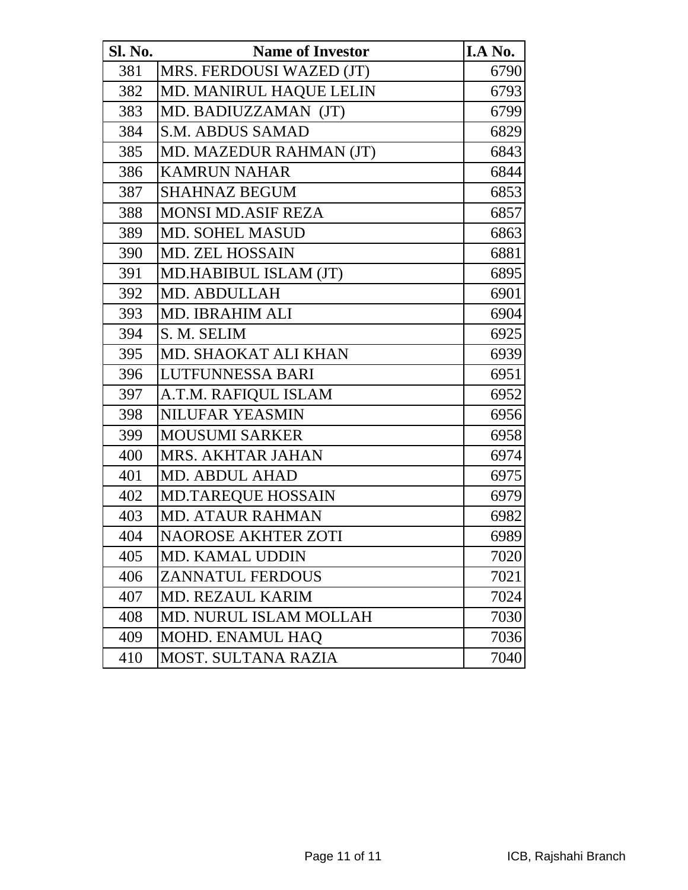| Sl. No. | Name of Investor | I.A No. |
|---|---|---|
| 381 | MRS. FERDOUSI WAZED (JT) | 6790 |
| 382 | MD. MANIRUL HAQUE LELIN | 6793 |
| 383 | MD. BADIUZZAMAN (JT) | 6799 |
| 384 | S.M. ABDUS SAMAD | 6829 |
| 385 | MD. MAZEDUR RAHMAN (JT) | 6843 |
| 386 | KAMRUN NAHAR | 6844 |
| 387 | SHAHNAZ BEGUM | 6853 |
| 388 | MONSI MD.ASIF REZA | 6857 |
| 389 | MD. SOHEL MASUD | 6863 |
| 390 | MD. ZEL HOSSAIN | 6881 |
| 391 | MD.HABIBUL ISLAM (JT) | 6895 |
| 392 | MD. ABDULLAH | 6901 |
| 393 | MD. IBRAHIM ALI | 6904 |
| 394 | S. M. SELIM | 6925 |
| 395 | MD. SHAOKAT ALI KHAN | 6939 |
| 396 | LUTFUNNESSA BARI | 6951 |
| 397 | A.T.M. RAFIQUL ISLAM | 6952 |
| 398 | NILUFAR YEASMIN | 6956 |
| 399 | MOUSUMI SARKER | 6958 |
| 400 | MRS. AKHTAR JAHAN | 6974 |
| 401 | MD. ABDUL AHAD | 6975 |
| 402 | MD.TAREQUE HOSSAIN | 6979 |
| 403 | MD. ATAUR RAHMAN | 6982 |
| 404 | NAOROSE AKHTER ZOTI | 6989 |
| 405 | MD. KAMAL UDDIN | 7020 |
| 406 | ZANNATUL FERDOUS | 7021 |
| 407 | MD. REZAUL KARIM | 7024 |
| 408 | MD. NURUL ISLAM MOLLAH | 7030 |
| 409 | MOHD. ENAMUL HAQ | 7036 |
| 410 | MOST. SULTANA RAZIA | 7040 |